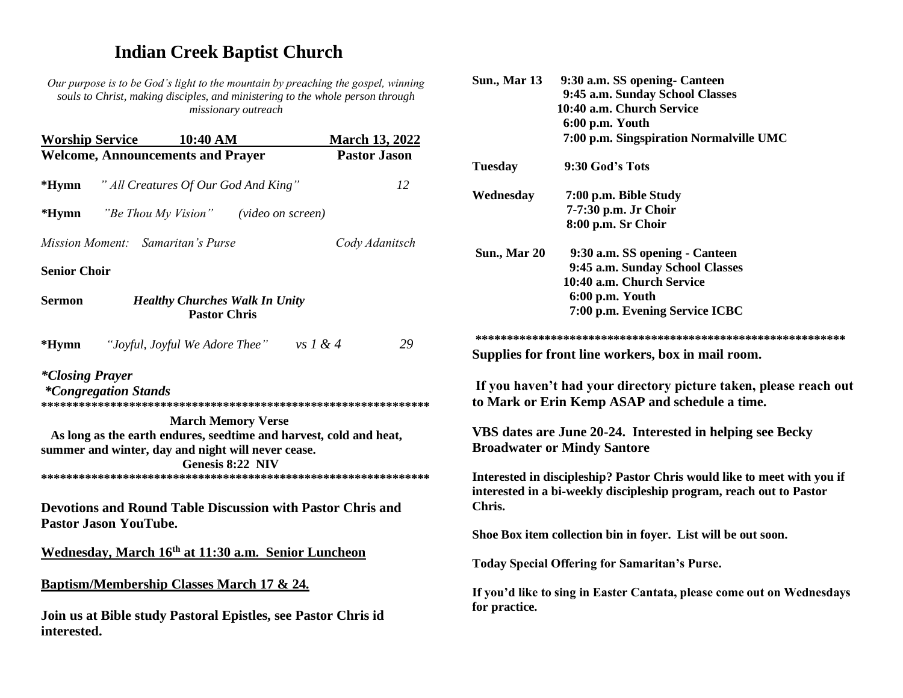# Indian Creek Baptist Church

*Our purpose is to be God's light to the mountain by preaching the gospel, winning souls to Christ, making disciples, and ministering to the whole person through missionary outreach*

**Worship Service 10:40 AM March 13, 2022**

**Welcome, Announcements and Prayer** **Pastor Jason**

**\*Hymn** *" All Creatures Of Our God And King"* 12

**\*Hymn** *"Be Thou My Vision" (video on screen)*

*Mission Moment: Samaritan's Purse* *Cody Adanitsch*

**Senior Choir**

**Sermon** ***Healthy Churches Walk In Unity***
**Pastor Chris**

**\*Hymn** *"Joyful, Joyful We Adore Thee" vs 1 & 4* 29

***\*Closing Prayer***
***\*Congregation Stands***

\*\*\*\*\*\*\*\*\*\*\*\*\*\*\*\*\*\*\*\*\*\*\*\*\*\*\*\*\*\*\*\*\*\*\*\*\*\*\*\*\*\*\*\*\*\*\*\*\*\*\*\*\*\*\*\*\*\*\*\*\*\*

**March Memory Verse**

**As long as the earth endures, seedtime and harvest, cold and heat, summer and winter, day and night will never cease.**

**Genesis 8:22 NIV**

\*\*\*\*\*\*\*\*\*\*\*\*\*\*\*\*\*\*\*\*\*\*\*\*\*\*\*\*\*\*\*\*\*\*\*\*\*\*\*\*\*\*\*\*\*\*\*\*\*\*\*\*\*\*\*\*\*\*\*\*\*\*

**Devotions and Round Table Discussion with Pastor Chris and Pastor Jason YouTube.**

**Wednesday, March 16th at 11:30 a.m. Senior Luncheon**

**Baptism/Membership Classes March 17 & 24.**

**Join us at Bible study Pastoral Epistles, see Pastor Chris id interested.**

**Sun., Mar 13**
**9:30 a.m. SS opening- Canteen**
**9:45 a.m. Sunday School Classes**
**10:40 a.m. Church Service**
**6:00 p.m. Youth**
**7:00 p.m. Singspiration Normalville UMC**

**Tuesday**
**9:30 God's Tots**

**Wednesday**
**7:00 p.m. Bible Study**
**7-7:30 p.m. Jr Choir**
**8:00 p.m. Sr Choir**

**Sun., Mar 20**
**9:30 a.m. SS opening - Canteen**
**9:45 a.m. Sunday School Classes**
**10:40 a.m. Church Service**
**6:00 p.m. Youth**
**7:00 p.m. Evening Service ICBC**

\*\*\*\*\*\*\*\*\*\*\*\*\*\*\*\*\*\*\*\*\*\*\*\*\*\*\*\*\*\*\*\*\*\*\*\*\*\*\*\*\*\*\*\*\*\*\*\*\*\*\*\*\*\*\*\*\*\*\*\*

**Supplies for front line workers, box in mail room.**

**If you haven't had your directory picture taken, please reach out to Mark or Erin Kemp ASAP and schedule a time.**

**VBS dates are June 20-24. Interested in helping see Becky Broadwater or Mindy Santore**

**Interested in discipleship? Pastor Chris would like to meet with you if interested in a bi-weekly discipleship program, reach out to Pastor Chris.**

**Shoe Box item collection bin in foyer. List will be out soon.**

**Today Special Offering for Samaritan's Purse.**

**If you'd like to sing in Easter Cantata, please come out on Wednesdays for practice.**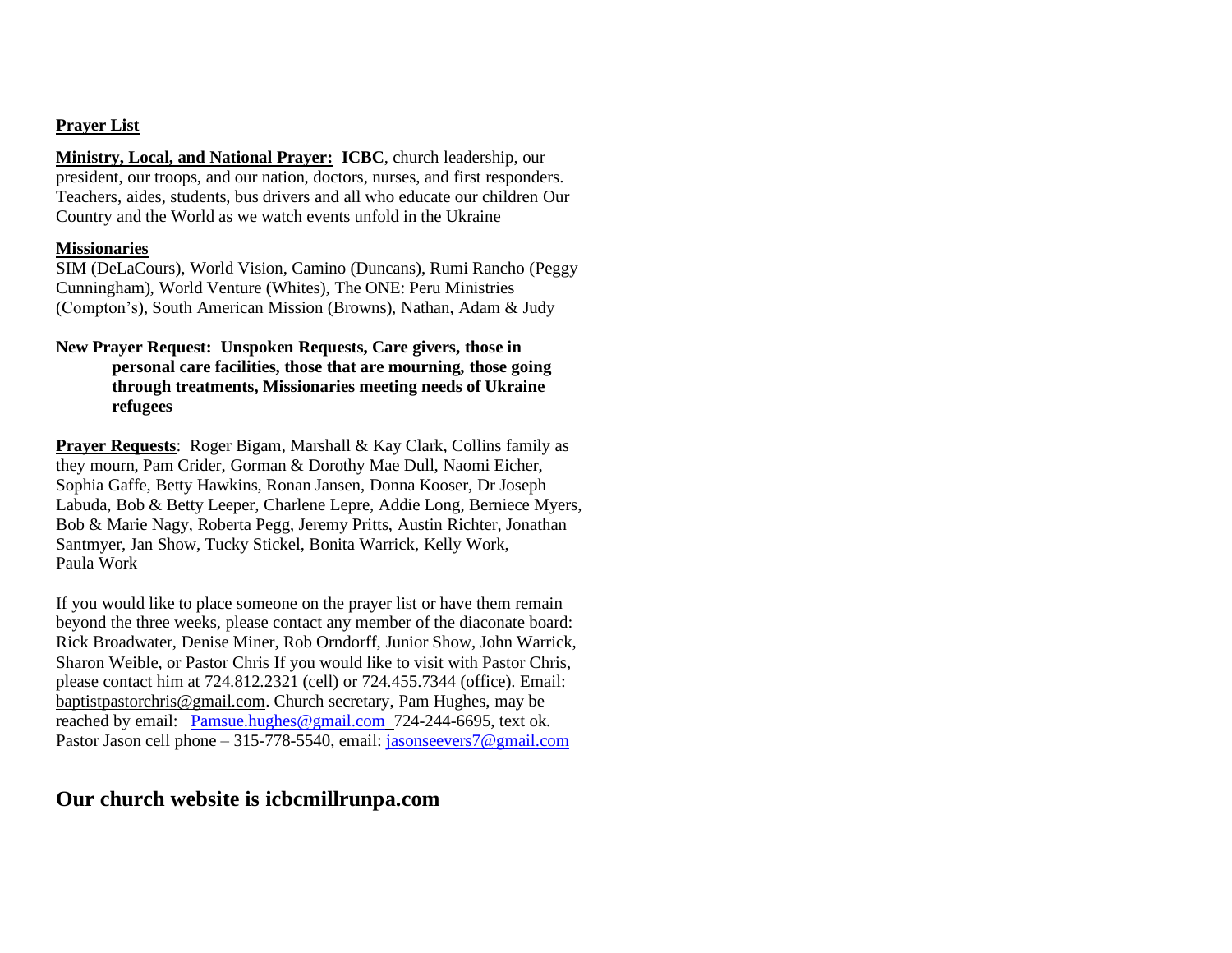**Prayer List**

**Ministry, Local, and National Prayer: ICBC**, church leadership, our president, our troops, and our nation, doctors, nurses, and first responders. Teachers, aides, students, bus drivers and all who educate our children Our Country and the World as we watch events unfold in the Ukraine

**Missionaries**

SIM (DeLaCours), World Vision, Camino (Duncans), Rumi Rancho (Peggy Cunningham), World Venture (Whites), The ONE: Peru Ministries (Compton's), South American Mission (Browns), Nathan, Adam & Judy

**New Prayer Request: Unspoken Requests, Care givers, those in personal care facilities, those that are mourning, those going through treatments, Missionaries meeting needs of Ukraine refugees**

**Prayer Requests**: Roger Bigam, Marshall & Kay Clark, Collins family as they mourn, Pam Crider, Gorman & Dorothy Mae Dull, Naomi Eicher, Sophia Gaffe, Betty Hawkins, Ronan Jansen, Donna Kooser, Dr Joseph Labuda, Bob & Betty Leeper, Charlene Lepre, Addie Long, Berniece Myers, Bob & Marie Nagy, Roberta Pegg, Jeremy Pritts, Austin Richter, Jonathan Santmyer, Jan Show, Tucky Stickel, Bonita Warrick, Kelly Work, Paula Work

If you would like to place someone on the prayer list or have them remain beyond the three weeks, please contact any member of the diaconate board: Rick Broadwater, Denise Miner, Rob Orndorff, Junior Show, John Warrick, Sharon Weible, or Pastor Chris If you would like to visit with Pastor Chris, please contact him at 724.812.2321 (cell) or 724.455.7344 (office). Email: baptistpastorchris@gmail.com. Church secretary, Pam Hughes, may be reached by email: Pamsue.hughes@gmail.com 724-244-6695, text ok. Pastor Jason cell phone – 315-778-5540, email: jasonseevers7@gmail.com

## Our church website is icbcmillrunpa.com